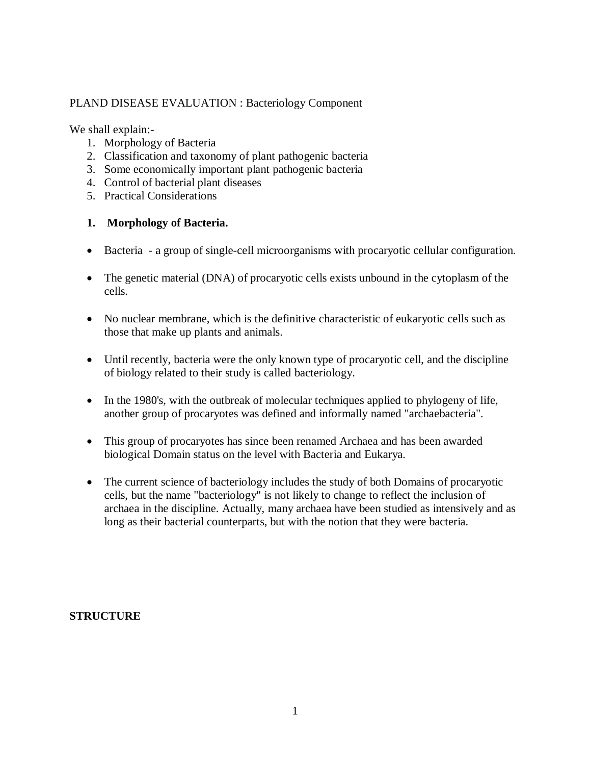PLAND DISEASE EVALUATION : Bacteriology Component

We shall explain:-

1. Morphology of Bacteria
2. Classification and taxonomy of plant pathogenic bacteria
3. Some economically important plant pathogenic bacteria
4. Control of bacterial plant diseases
5. Practical Considerations

## 1. Morphology of Bacteria.

- Bacteria - a group of single-cell microorganisms with procaryotic cellular configuration.

- The genetic material (DNA) of procaryotic cells exists unbound in the cytoplasm of the cells.

- No nuclear membrane, which is the definitive characteristic of eukaryotic cells such as those that make up plants and animals.

- Until recently, bacteria were the only known type of procaryotic cell, and the discipline of biology related to their study is called bacteriology.

- In the 1980's, with the outbreak of molecular techniques applied to phylogeny of life, another group of procaryotes was defined and informally named "archaebacteria".

- This group of procaryotes has since been renamed Archaea and has been awarded biological Domain status on the level with Bacteria and Eukarya.

- The current science of bacteriology includes the study of both Domains of procaryotic cells, but the name "bacteriology" is not likely to change to reflect the inclusion of archaea in the discipline. Actually, many archaea have been studied as intensively and as long as their bacterial counterparts, but with the notion that they were bacteria.

**STRUCTURE**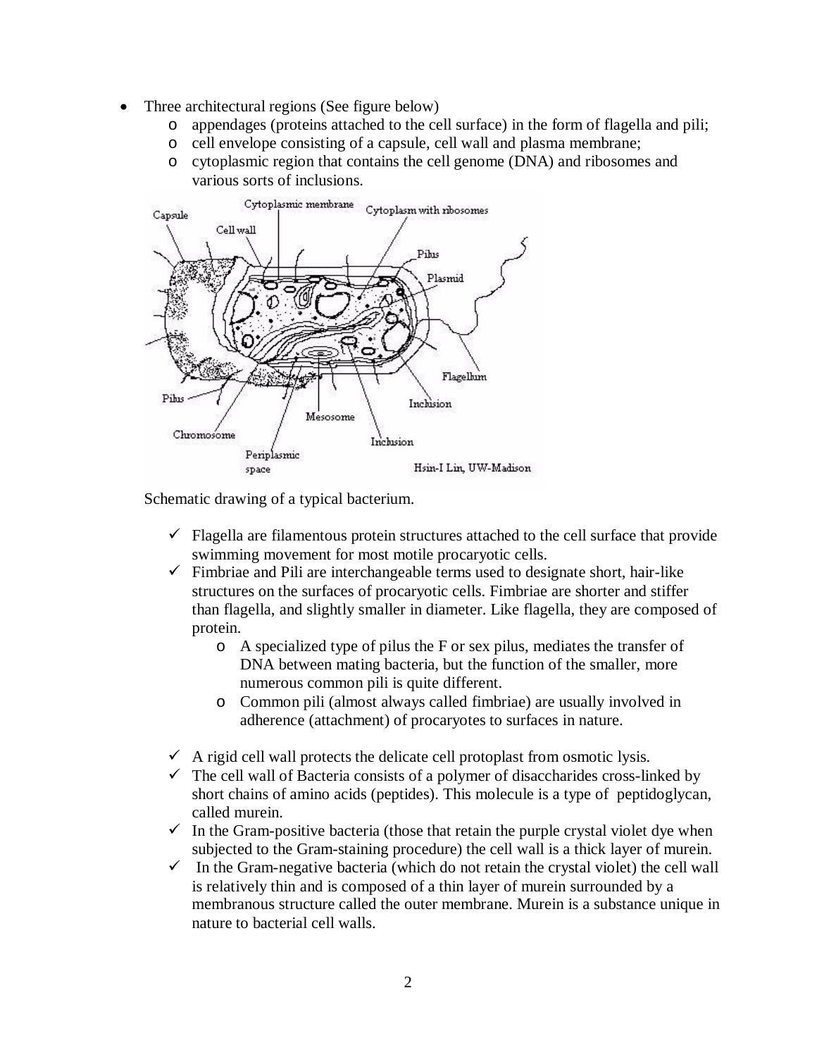- Three architectural regions (See figure below)
  - appendages (proteins attached to the cell surface) in the form of flagella and pili;
  - cell envelope consisting of a capsule, cell wall and plasma membrane;
  - cytoplasmic region that contains the cell genome (DNA) and ribosomes and various sorts of inclusions.

Schematic drawing of a typical bacterium.

- ✓ Flagella are filamentous protein structures attached to the cell surface that provide swimming movement for most motile procaryotic cells.
- ✓ Fimbriae and Pili are interchangeable terms used to designate short, hair-like structures on the surfaces of procaryotic cells. Fimbriae are shorter and stiffer than flagella, and slightly smaller in diameter. Like flagella, they are composed of protein.
  - A specialized type of pilus the F or sex pilus, mediates the transfer of DNA between mating bacteria, but the function of the smaller, more numerous common pili is quite different.
  - Common pili (almost always called fimbriae) are usually involved in adherence (attachment) of procaryotes to surfaces in nature.
- ✓ A rigid cell wall protects the delicate cell protoplast from osmotic lysis.
- ✓ The cell wall of Bacteria consists of a polymer of disaccharides cross-linked by short chains of amino acids (peptides). This molecule is a type of peptidoglycan, called murein.
- ✓ In the Gram-positive bacteria (those that retain the purple crystal violet dye when subjected to the Gram-staining procedure) the cell wall is a thick layer of murein.
- ✓ In the Gram-negative bacteria (which do not retain the crystal violet) the cell wall is relatively thin and is composed of a thin layer of murein surrounded by a membranous structure called the outer membrane. Murein is a substance unique in nature to bacterial cell walls.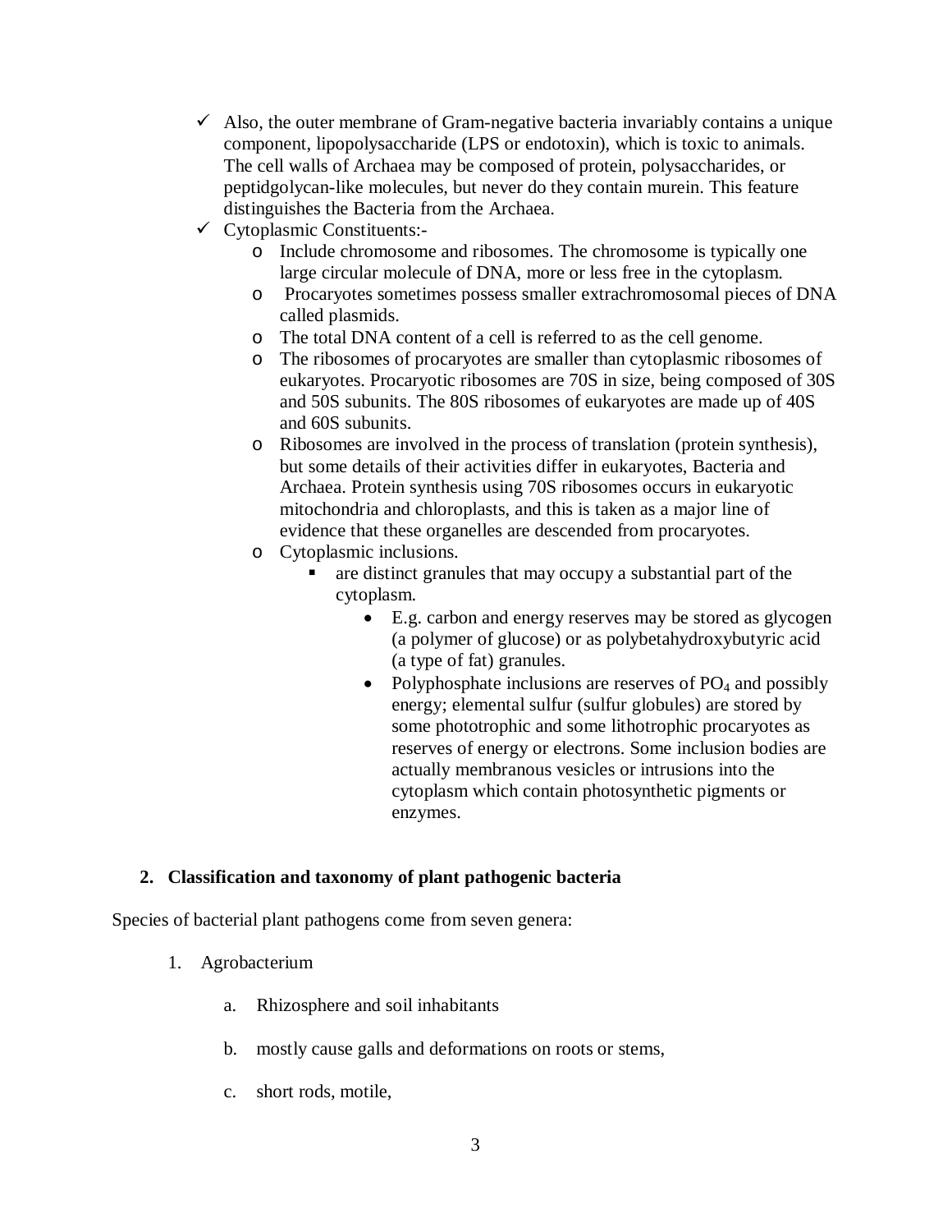- Also, the outer membrane of Gram-negative bacteria invariably contains a unique component, lipopolysaccharide (LPS or endotoxin), which is toxic to animals. The cell walls of Archaea may be composed of protein, polysaccharides, or peptidgolycan-like molecules, but never do they contain murein. This feature distinguishes the Bacteria from the Archaea.
- Cytoplasmic Constituents:-
  - Include chromosome and ribosomes. The chromosome is typically one large circular molecule of DNA, more or less free in the cytoplasm.
  - Procaryotes sometimes possess smaller extrachromosomal pieces of DNA called plasmids.
  - The total DNA content of a cell is referred to as the cell genome.
  - The ribosomes of procaryotes are smaller than cytoplasmic ribosomes of eukaryotes. Procaryotic ribosomes are 70S in size, being composed of 30S and 50S subunits. The 80S ribosomes of eukaryotes are made up of 40S and 60S subunits.
  - Ribosomes are involved in the process of translation (protein synthesis), but some details of their activities differ in eukaryotes, Bacteria and Archaea. Protein synthesis using 70S ribosomes occurs in eukaryotic mitochondria and chloroplasts, and this is taken as a major line of evidence that these organelles are descended from procaryotes.
  - Cytoplasmic inclusions.
    - are distinct granules that may occupy a substantial part of the cytoplasm.
      - E.g. carbon and energy reserves may be stored as glycogen (a polymer of glucose) or as polybetahydroxybutyric acid (a type of fat) granules.
      - Polyphosphate inclusions are reserves of $PO_4$ and possibly energy; elemental sulfur (sulfur globules) are stored by some phototrophic and some lithotrophic procaryotes as reserves of energy or electrons. Some inclusion bodies are actually membranous vesicles or intrusions into the cytoplasm which contain photosynthetic pigments or enzymes.

## 2. Classification and taxonomy of plant pathogenic bacteria

Species of bacterial plant pathogens come from seven genera:

1. Agrobacterium
   a. Rhizosphere and soil inhabitants
   b. mostly cause galls and deformations on roots or stems,
   c. short rods, motile,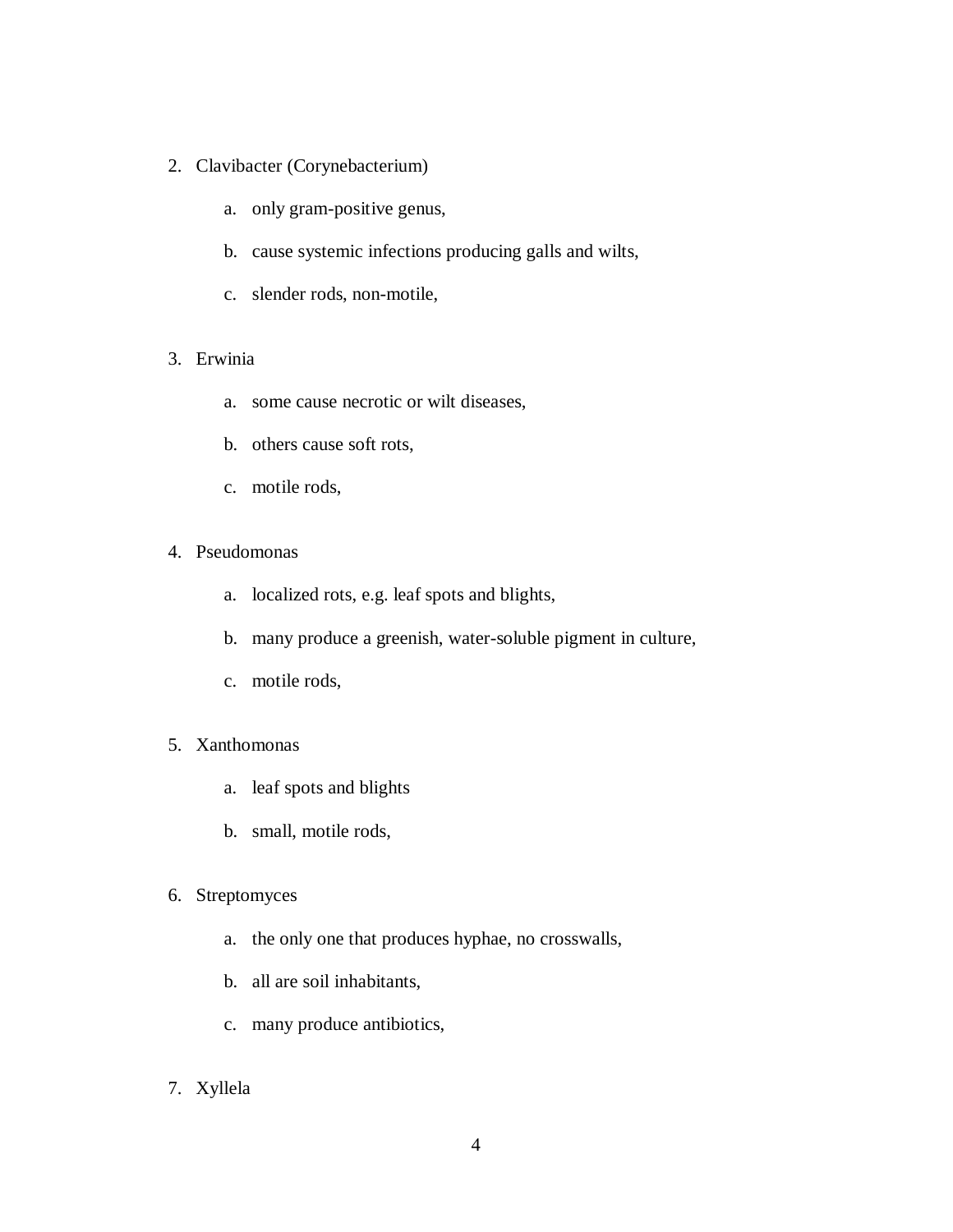2. Clavibacter (Corynebacterium)

    a. only gram-positive genus,

    b. cause systemic infections producing galls and wilts,

    c. slender rods, non-motile,

3. Erwinia

    a. some cause necrotic or wilt diseases,

    b. others cause soft rots,

    c. motile rods,

4. Pseudomonas

    a. localized rots, e.g. leaf spots and blights,

    b. many produce a greenish, water-soluble pigment in culture,

    c. motile rods,

5. Xanthomonas

    a. leaf spots and blights

    b. small, motile rods,

6. Streptomyces

    a. the only one that produces hyphae, no crosswalls,

    b. all are soil inhabitants,

    c. many produce antibiotics,

7. Xyllela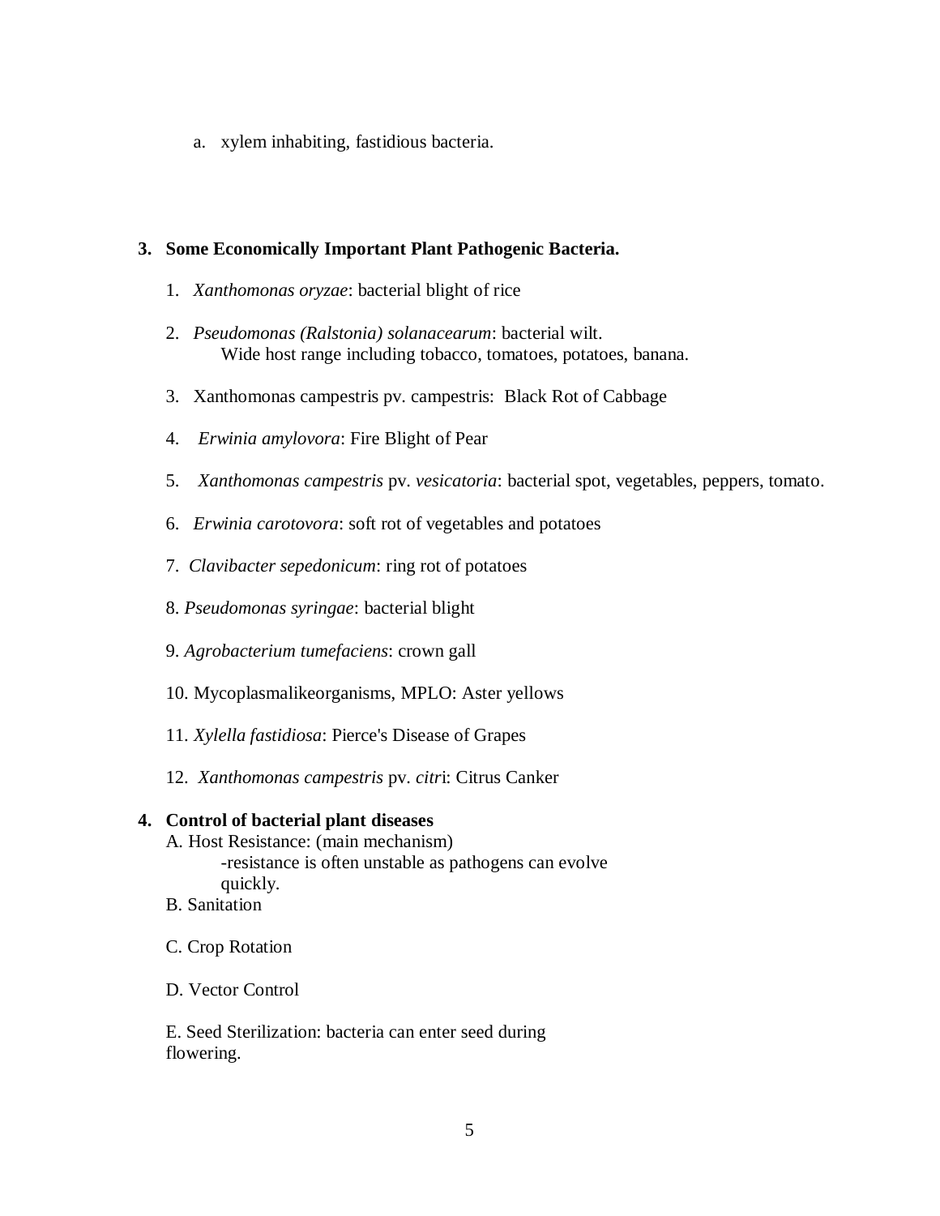a. xylem inhabiting, fastidious bacteria.

**3. Some Economically Important Plant Pathogenic Bacteria.**

1. *Xanthomonas oryzae*: bacterial blight of rice

2. *Pseudomonas (Ralstonia) solanacearum*: bacterial wilt.
   Wide host range including tobacco, tomatoes, potatoes, banana.

3. Xanthomonas campestris pv. campestris: Black Rot of Cabbage

4. *Erwinia amylovora*: Fire Blight of Pear

5. *Xanthomonas campestris* pv. *vesicatoria*: bacterial spot, vegetables, peppers, tomato.

6. *Erwinia carotovora*: soft rot of vegetables and potatoes

7. *Clavibacter sepedonicum*: ring rot of potatoes

8. *Pseudomonas syringae*: bacterial blight

9. *Agrobacterium tumefaciens*: crown gall

10. Mycoplasmalikeorganisms, MPLO: Aster yellows

11. *Xylella fastidiosa*: Pierce's Disease of Grapes

12. *Xanthomonas campestris* pv. *citr*i: Citrus Canker

**4. Control of bacterial plant diseases**

A. Host Resistance: (main mechanism)
   -resistance is often unstable as pathogens can evolve quickly.

B. Sanitation

C. Crop Rotation

D. Vector Control

E. Seed Sterilization: bacteria can enter seed during flowering.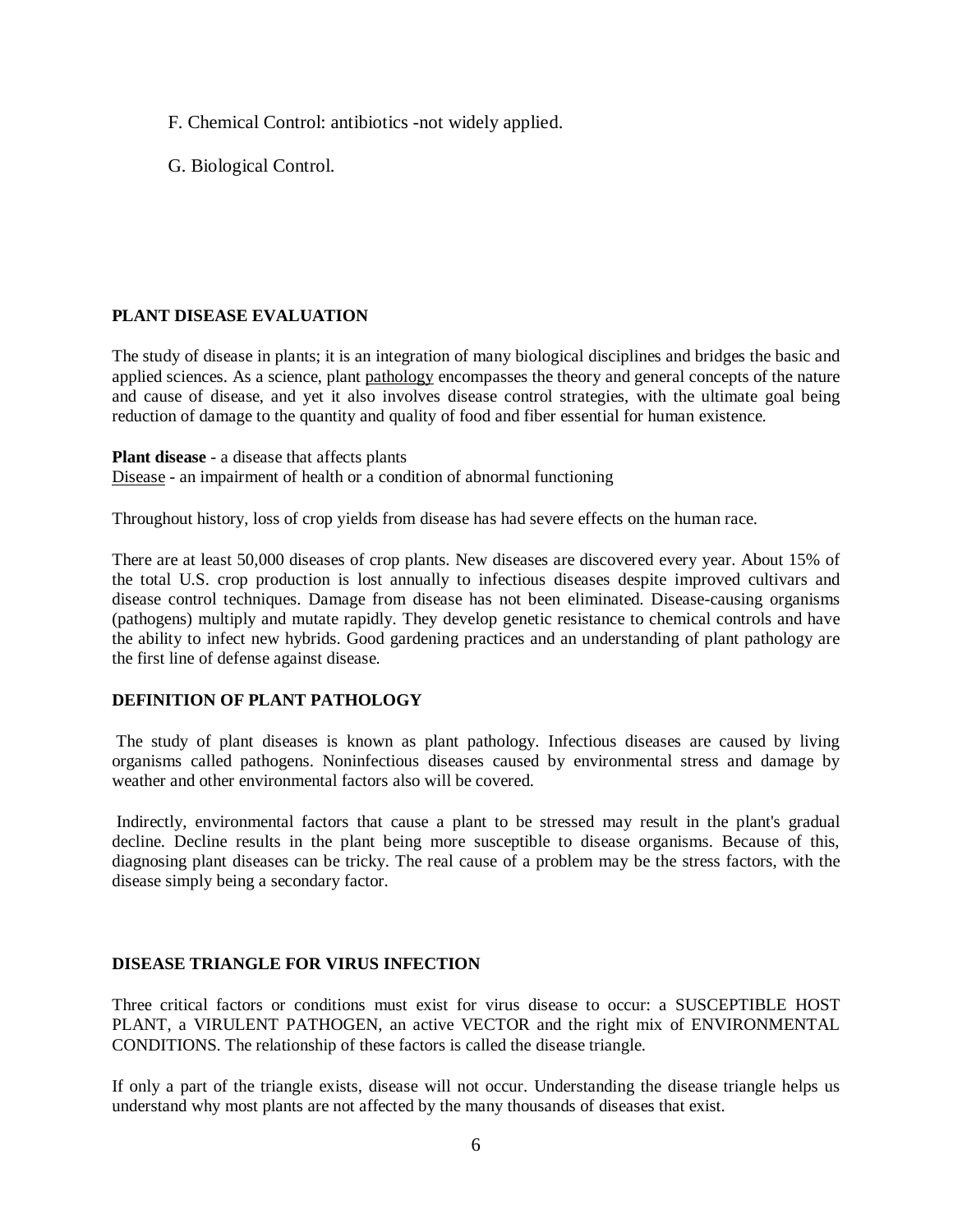F. Chemical Control: antibiotics -not widely applied.

G. Biological Control.

## PLANT DISEASE EVALUATION

The study of disease in plants; it is an integration of many biological disciplines and bridges the basic and applied sciences. As a science, plant pathology encompasses the theory and general concepts of the nature and cause of disease, and yet it also involves disease control strategies, with the ultimate goal being reduction of damage to the quantity and quality of food and fiber essential for human existence.

**Plant disease** - a disease that affects plants
Disease - an impairment of health or a condition of abnormal functioning

Throughout history, loss of crop yields from disease has had severe effects on the human race.

There are at least 50,000 diseases of crop plants. New diseases are discovered every year. About 15% of the total U.S. crop production is lost annually to infectious diseases despite improved cultivars and disease control techniques. Damage from disease has not been eliminated. Disease-causing organisms (pathogens) multiply and mutate rapidly. They develop genetic resistance to chemical controls and have the ability to infect new hybrids. Good gardening practices and an understanding of plant pathology are the first line of defense against disease.

## DEFINITION OF PLANT PATHOLOGY

The study of plant diseases is known as plant pathology. Infectious diseases are caused by living organisms called pathogens. Noninfectious diseases caused by environmental stress and damage by weather and other environmental factors also will be covered.

Indirectly, environmental factors that cause a plant to be stressed may result in the plant's gradual decline. Decline results in the plant being more susceptible to disease organisms. Because of this, diagnosing plant diseases can be tricky. The real cause of a problem may be the stress factors, with the disease simply being a secondary factor.

## DISEASE TRIANGLE FOR VIRUS INFECTION

Three critical factors or conditions must exist for virus disease to occur: a SUSCEPTIBLE HOST PLANT, a VIRULENT PATHOGEN, an active VECTOR and the right mix of ENVIRONMENTAL CONDITIONS. The relationship of these factors is called the disease triangle.

If only a part of the triangle exists, disease will not occur. Understanding the disease triangle helps us understand why most plants are not affected by the many thousands of diseases that exist.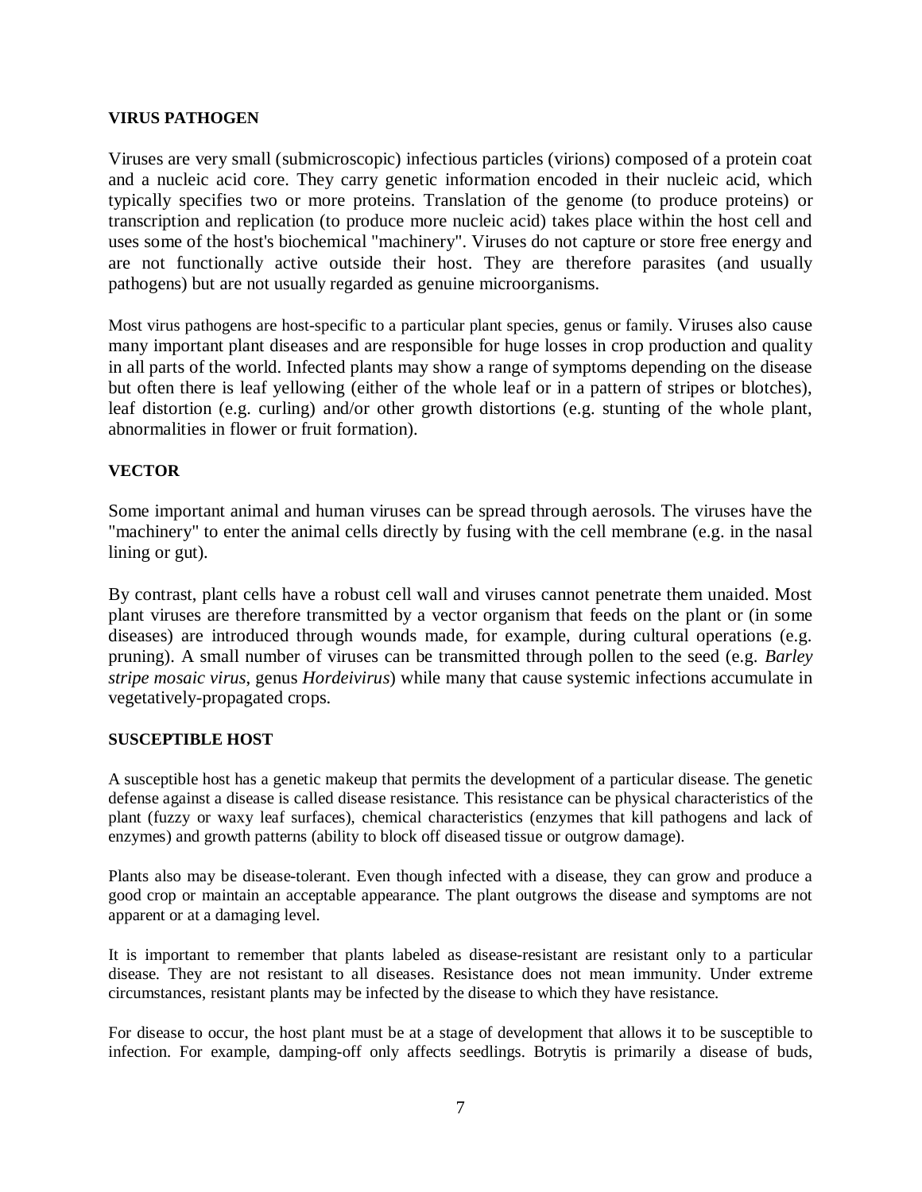**VIRUS PATHOGEN**

Viruses are very small (submicroscopic) infectious particles (virions) composed of a protein coat and a nucleic acid core. They carry genetic information encoded in their nucleic acid, which typically specifies two or more proteins. Translation of the genome (to produce proteins) or transcription and replication (to produce more nucleic acid) takes place within the host cell and uses some of the host's biochemical "machinery". Viruses do not capture or store free energy and are not functionally active outside their host. They are therefore parasites (and usually pathogens) but are not usually regarded as genuine microorganisms.

Most virus pathogens are host-specific to a particular plant species, genus or family. Viruses also cause many important plant diseases and are responsible for huge losses in crop production and quality in all parts of the world. Infected plants may show a range of symptoms depending on the disease but often there is leaf yellowing (either of the whole leaf or in a pattern of stripes or blotches), leaf distortion (e.g. curling) and/or other growth distortions (e.g. stunting of the whole plant, abnormalities in flower or fruit formation).

**VECTOR**

Some important animal and human viruses can be spread through aerosols. The viruses have the "machinery" to enter the animal cells directly by fusing with the cell membrane (e.g. in the nasal lining or gut).

By contrast, plant cells have a robust cell wall and viruses cannot penetrate them unaided. Most plant viruses are therefore transmitted by a vector organism that feeds on the plant or (in some diseases) are introduced through wounds made, for example, during cultural operations (e.g. pruning). A small number of viruses can be transmitted through pollen to the seed (e.g. *Barley stripe mosaic virus*, genus *Hordeivirus*) while many that cause systemic infections accumulate in vegetatively-propagated crops.

**SUSCEPTIBLE HOST**

A susceptible host has a genetic makeup that permits the development of a particular disease. The genetic defense against a disease is called disease resistance. This resistance can be physical characteristics of the plant (fuzzy or waxy leaf surfaces), chemical characteristics (enzymes that kill pathogens and lack of enzymes) and growth patterns (ability to block off diseased tissue or outgrow damage).

Plants also may be disease-tolerant. Even though infected with a disease, they can grow and produce a good crop or maintain an acceptable appearance. The plant outgrows the disease and symptoms are not apparent or at a damaging level.

It is important to remember that plants labeled as disease-resistant are resistant only to a particular disease. They are not resistant to all diseases. Resistance does not mean immunity. Under extreme circumstances, resistant plants may be infected by the disease to which they have resistance.

For disease to occur, the host plant must be at a stage of development that allows it to be susceptible to infection. For example, damping-off only affects seedlings. Botrytis is primarily a disease of buds,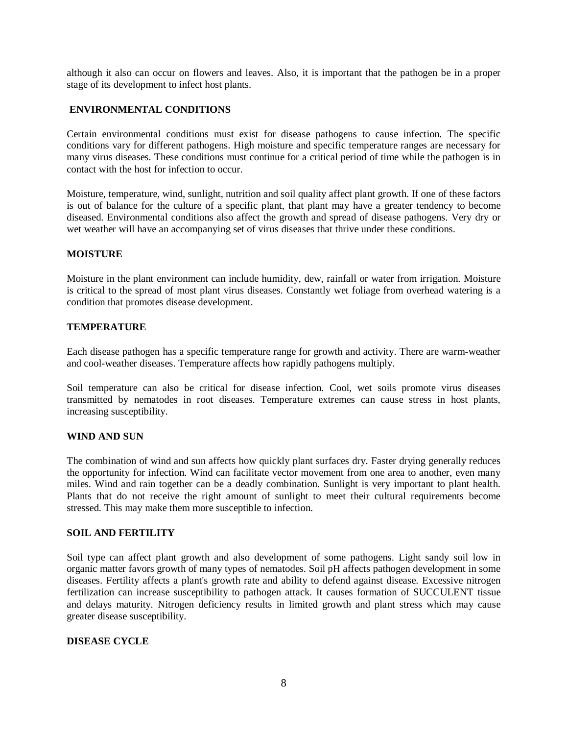although it also can occur on flowers and leaves. Also, it is important that the pathogen be in a proper stage of its development to infect host plants.

## ENVIRONMENTAL CONDITIONS

Certain environmental conditions must exist for disease pathogens to cause infection. The specific conditions vary for different pathogens. High moisture and specific temperature ranges are necessary for many virus diseases. These conditions must continue for a critical period of time while the pathogen is in contact with the host for infection to occur.

Moisture, temperature, wind, sunlight, nutrition and soil quality affect plant growth. If one of these factors is out of balance for the culture of a specific plant, that plant may have a greater tendency to become diseased. Environmental conditions also affect the growth and spread of disease pathogens. Very dry or wet weather will have an accompanying set of virus diseases that thrive under these conditions.

## MOISTURE

Moisture in the plant environment can include humidity, dew, rainfall or water from irrigation. Moisture is critical to the spread of most plant virus diseases. Constantly wet foliage from overhead watering is a condition that promotes disease development.

## TEMPERATURE

Each disease pathogen has a specific temperature range for growth and activity. There are warm-weather and cool-weather diseases. Temperature affects how rapidly pathogens multiply.

Soil temperature can also be critical for disease infection. Cool, wet soils promote virus diseases transmitted by nematodes in root diseases. Temperature extremes can cause stress in host plants, increasing susceptibility.

## WIND AND SUN

The combination of wind and sun affects how quickly plant surfaces dry. Faster drying generally reduces the opportunity for infection. Wind can facilitate vector movement from one area to another, even many miles. Wind and rain together can be a deadly combination. Sunlight is very important to plant health. Plants that do not receive the right amount of sunlight to meet their cultural requirements become stressed. This may make them more susceptible to infection.

## SOIL AND FERTILITY

Soil type can affect plant growth and also development of some pathogens. Light sandy soil low in organic matter favors growth of many types of nematodes. Soil pH affects pathogen development in some diseases. Fertility affects a plant's growth rate and ability to defend against disease. Excessive nitrogen fertilization can increase susceptibility to pathogen attack. It causes formation of SUCCULENT tissue and delays maturity. Nitrogen deficiency results in limited growth and plant stress which may cause greater disease susceptibility.

## DISEASE CYCLE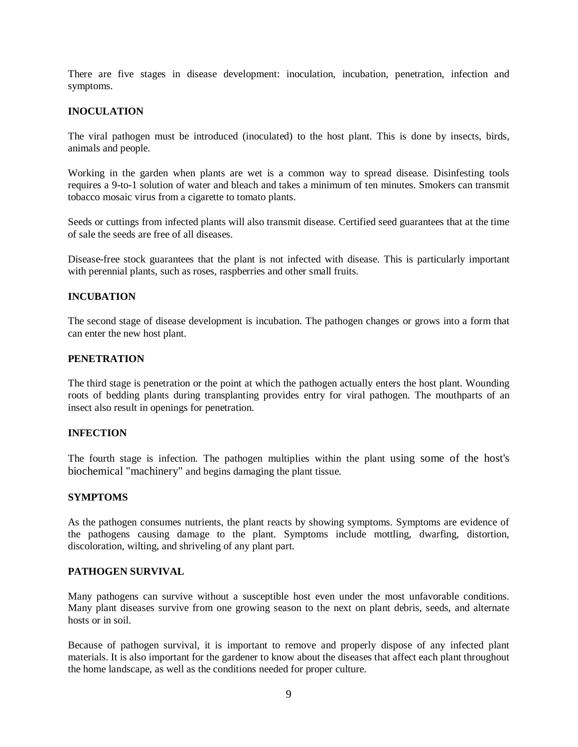There are five stages in disease development: inoculation, incubation, penetration, infection and symptoms.

## INOCULATION

The viral pathogen must be introduced (inoculated) to the host plant. This is done by insects, birds, animals and people.

Working in the garden when plants are wet is a common way to spread disease. Disinfesting tools requires a 9-to-1 solution of water and bleach and takes a minimum of ten minutes. Smokers can transmit tobacco mosaic virus from a cigarette to tomato plants.

Seeds or cuttings from infected plants will also transmit disease. Certified seed guarantees that at the time of sale the seeds are free of all diseases.

Disease-free stock guarantees that the plant is not infected with disease. This is particularly important with perennial plants, such as roses, raspberries and other small fruits.

## INCUBATION

The second stage of disease development is incubation. The pathogen changes or grows into a form that can enter the new host plant.

## PENETRATION

The third stage is penetration or the point at which the pathogen actually enters the host plant. Wounding roots of bedding plants during transplanting provides entry for viral pathogen. The mouthparts of an insect also result in openings for penetration.

## INFECTION

The fourth stage is infection. The pathogen multiplies within the plant using some of the host's biochemical "machinery" and begins damaging the plant tissue.

## SYMPTOMS

As the pathogen consumes nutrients, the plant reacts by showing symptoms. Symptoms are evidence of the pathogens causing damage to the plant. Symptoms include mottling, dwarfing, distortion, discoloration, wilting, and shriveling of any plant part.

## PATHOGEN SURVIVAL

Many pathogens can survive without a susceptible host even under the most unfavorable conditions. Many plant diseases survive from one growing season to the next on plant debris, seeds, and alternate hosts or in soil.

Because of pathogen survival, it is important to remove and properly dispose of any infected plant materials. It is also important for the gardener to know about the diseases that affect each plant throughout the home landscape, as well as the conditions needed for proper culture.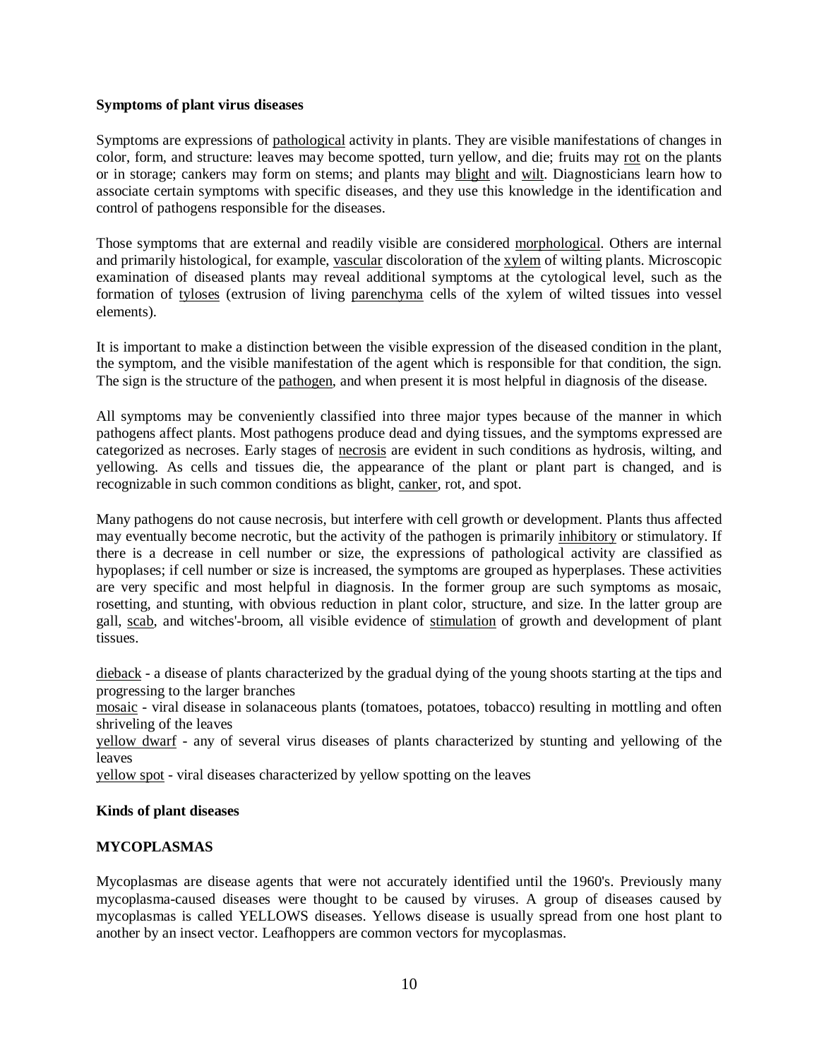**Symptoms of plant virus diseases**

Symptoms are expressions of pathological activity in plants. They are visible manifestations of changes in color, form, and structure: leaves may become spotted, turn yellow, and die; fruits may rot on the plants or in storage; cankers may form on stems; and plants may blight and wilt. Diagnosticians learn how to associate certain symptoms with specific diseases, and they use this knowledge in the identification and control of pathogens responsible for the diseases.

Those symptoms that are external and readily visible are considered morphological. Others are internal and primarily histological, for example, vascular discoloration of the xylem of wilting plants. Microscopic examination of diseased plants may reveal additional symptoms at the cytological level, such as the formation of tyloses (extrusion of living parenchyma cells of the xylem of wilted tissues into vessel elements).

It is important to make a distinction between the visible expression of the diseased condition in the plant, the symptom, and the visible manifestation of the agent which is responsible for that condition, the sign. The sign is the structure of the pathogen, and when present it is most helpful in diagnosis of the disease.

All symptoms may be conveniently classified into three major types because of the manner in which pathogens affect plants. Most pathogens produce dead and dying tissues, and the symptoms expressed are categorized as necroses. Early stages of necrosis are evident in such conditions as hydrosis, wilting, and yellowing. As cells and tissues die, the appearance of the plant or plant part is changed, and is recognizable in such common conditions as blight, canker, rot, and spot.

Many pathogens do not cause necrosis, but interfere with cell growth or development. Plants thus affected may eventually become necrotic, but the activity of the pathogen is primarily inhibitory or stimulatory. If there is a decrease in cell number or size, the expressions of pathological activity are classified as hypoplases; if cell number or size is increased, the symptoms are grouped as hyperplases. These activities are very specific and most helpful in diagnosis. In the former group are such symptoms as mosaic, rosetting, and stunting, with obvious reduction in plant color, structure, and size. In the latter group are gall, scab, and witches'-broom, all visible evidence of stimulation of growth and development of plant tissues.

dieback - a disease of plants characterized by the gradual dying of the young shoots starting at the tips and progressing to the larger branches
mosaic - viral disease in solanaceous plants (tomatoes, potatoes, tobacco) resulting in mottling and often shriveling of the leaves
yellow dwarf - any of several virus diseases of plants characterized by stunting and yellowing of the leaves
yellow spot - viral diseases characterized by yellow spotting on the leaves

**Kinds of plant diseases**

**MYCOPLASMAS**

Mycoplasmas are disease agents that were not accurately identified until the 1960's. Previously many mycoplasma-caused diseases were thought to be caused by viruses. A group of diseases caused by mycoplasmas is called YELLOWS diseases. Yellows disease is usually spread from one host plant to another by an insect vector. Leafhoppers are common vectors for mycoplasmas.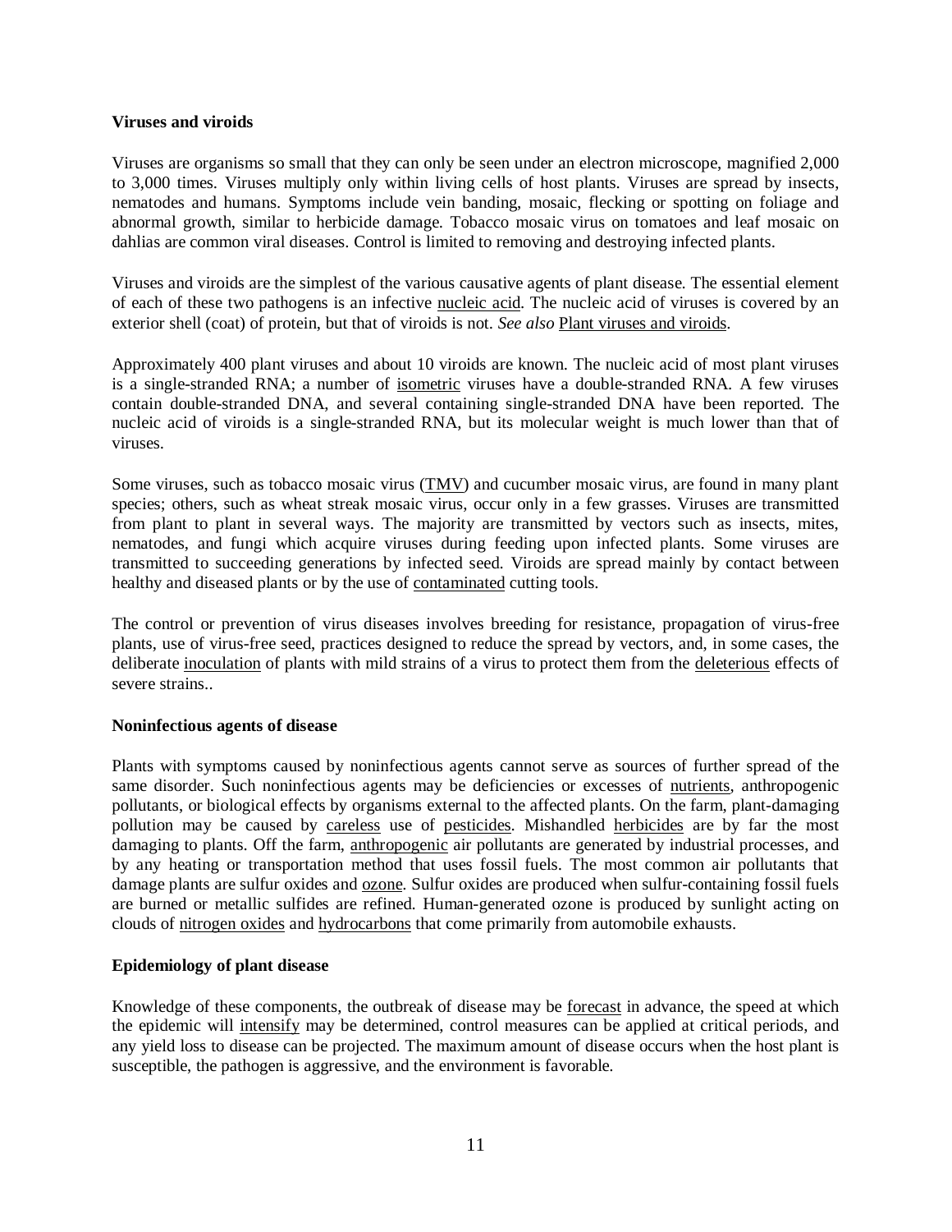**Viruses and viroids**

Viruses are organisms so small that they can only be seen under an electron microscope, magnified 2,000 to 3,000 times. Viruses multiply only within living cells of host plants. Viruses are spread by insects, nematodes and humans. Symptoms include vein banding, mosaic, flecking or spotting on foliage and abnormal growth, similar to herbicide damage. Tobacco mosaic virus on tomatoes and leaf mosaic on dahlias are common viral diseases. Control is limited to removing and destroying infected plants.

Viruses and viroids are the simplest of the various causative agents of plant disease. The essential element of each of these two pathogens is an infective nucleic acid. The nucleic acid of viruses is covered by an exterior shell (coat) of protein, but that of viroids is not. *See also* Plant viruses and viroids.

Approximately 400 plant viruses and about 10 viroids are known. The nucleic acid of most plant viruses is a single-stranded RNA; a number of isometric viruses have a double-stranded RNA. A few viruses contain double-stranded DNA, and several containing single-stranded DNA have been reported. The nucleic acid of viroids is a single-stranded RNA, but its molecular weight is much lower than that of viruses.

Some viruses, such as tobacco mosaic virus (TMV) and cucumber mosaic virus, are found in many plant species; others, such as wheat streak mosaic virus, occur only in a few grasses. Viruses are transmitted from plant to plant in several ways. The majority are transmitted by vectors such as insects, mites, nematodes, and fungi which acquire viruses during feeding upon infected plants. Some viruses are transmitted to succeeding generations by infected seed. Viroids are spread mainly by contact between healthy and diseased plants or by the use of contaminated cutting tools.

The control or prevention of virus diseases involves breeding for resistance, propagation of virus-free plants, use of virus-free seed, practices designed to reduce the spread by vectors, and, in some cases, the deliberate inoculation of plants with mild strains of a virus to protect them from the deleterious effects of severe strains..

**Noninfectious agents of disease**

Plants with symptoms caused by noninfectious agents cannot serve as sources of further spread of the same disorder. Such noninfectious agents may be deficiencies or excesses of nutrients, anthropogenic pollutants, or biological effects by organisms external to the affected plants. On the farm, plant-damaging pollution may be caused by careless use of pesticides. Mishandled herbicides are by far the most damaging to plants. Off the farm, anthropogenic air pollutants are generated by industrial processes, and by any heating or transportation method that uses fossil fuels. The most common air pollutants that damage plants are sulfur oxides and ozone. Sulfur oxides are produced when sulfur-containing fossil fuels are burned or metallic sulfides are refined. Human-generated ozone is produced by sunlight acting on clouds of nitrogen oxides and hydrocarbons that come primarily from automobile exhausts.

**Epidemiology of plant disease**

Knowledge of these components, the outbreak of disease may be forecast in advance, the speed at which the epidemic will intensify may be determined, control measures can be applied at critical periods, and any yield loss to disease can be projected. The maximum amount of disease occurs when the host plant is susceptible, the pathogen is aggressive, and the environment is favorable.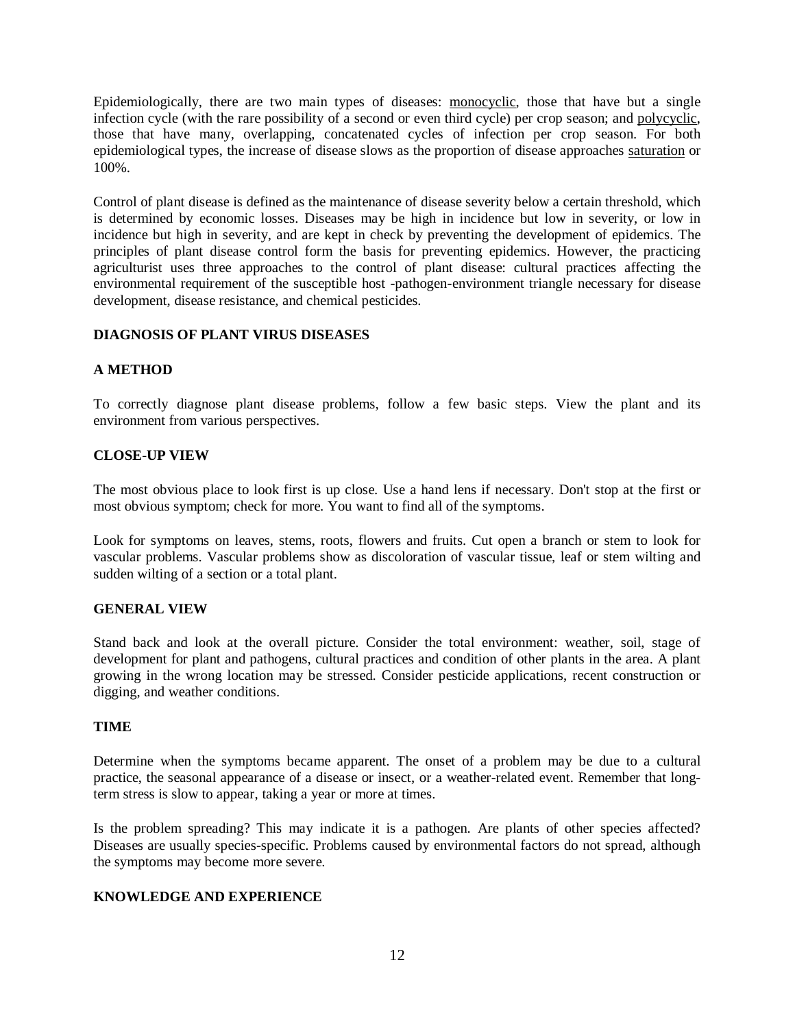Epidemiologically, there are two main types of diseases: monocyclic, those that have but a single infection cycle (with the rare possibility of a second or even third cycle) per crop season; and polycyclic, those that have many, overlapping, concatenated cycles of infection per crop season. For both epidemiological types, the increase of disease slows as the proportion of disease approaches saturation or 100%.

Control of plant disease is defined as the maintenance of disease severity below a certain threshold, which is determined by economic losses. Diseases may be high in incidence but low in severity, or low in incidence but high in severity, and are kept in check by preventing the development of epidemics. The principles of plant disease control form the basis for preventing epidemics. However, the practicing agriculturist uses three approaches to the control of plant disease: cultural practices affecting the environmental requirement of the susceptible host -pathogen-environment triangle necessary for disease development, disease resistance, and chemical pesticides.

## DIAGNOSIS OF PLANT VIRUS DISEASES

### A METHOD

To correctly diagnose plant disease problems, follow a few basic steps. View the plant and its environment from various perspectives.

### CLOSE-UP VIEW

The most obvious place to look first is up close. Use a hand lens if necessary. Don't stop at the first or most obvious symptom; check for more. You want to find all of the symptoms.

Look for symptoms on leaves, stems, roots, flowers and fruits. Cut open a branch or stem to look for vascular problems. Vascular problems show as discoloration of vascular tissue, leaf or stem wilting and sudden wilting of a section or a total plant.

### GENERAL VIEW

Stand back and look at the overall picture. Consider the total environment: weather, soil, stage of development for plant and pathogens, cultural practices and condition of other plants in the area. A plant growing in the wrong location may be stressed. Consider pesticide applications, recent construction or digging, and weather conditions.

### TIME

Determine when the symptoms became apparent. The onset of a problem may be due to a cultural practice, the seasonal appearance of a disease or insect, or a weather-related event. Remember that long-term stress is slow to appear, taking a year or more at times.

Is the problem spreading? This may indicate it is a pathogen. Are plants of other species affected? Diseases are usually species-specific. Problems caused by environmental factors do not spread, although the symptoms may become more severe.

### KNOWLEDGE AND EXPERIENCE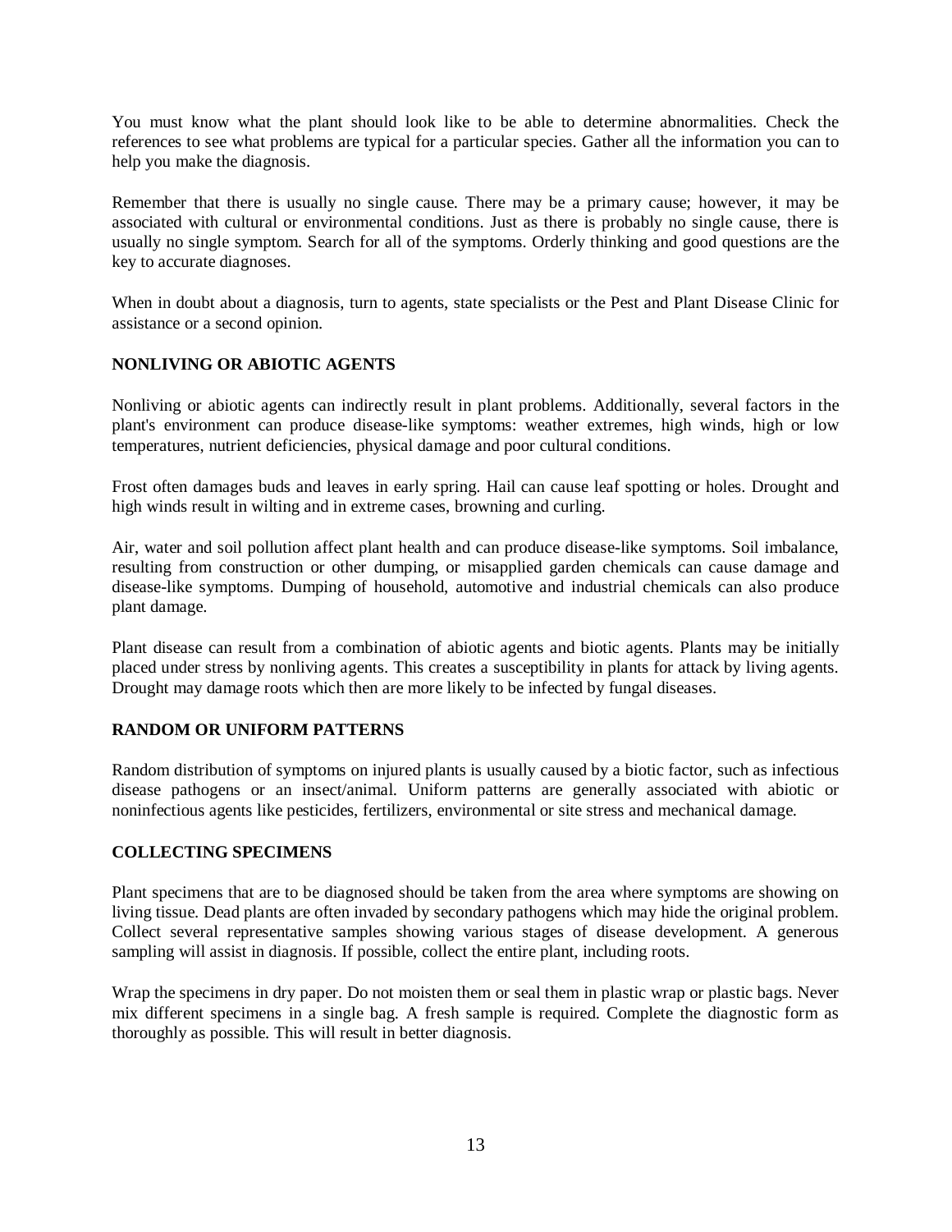You must know what the plant should look like to be able to determine abnormalities. Check the references to see what problems are typical for a particular species. Gather all the information you can to help you make the diagnosis.

Remember that there is usually no single cause. There may be a primary cause; however, it may be associated with cultural or environmental conditions. Just as there is probably no single cause, there is usually no single symptom. Search for all of the symptoms. Orderly thinking and good questions are the key to accurate diagnoses.

When in doubt about a diagnosis, turn to agents, state specialists or the Pest and Plant Disease Clinic for assistance or a second opinion.

## NONLIVING OR ABIOTIC AGENTS

Nonliving or abiotic agents can indirectly result in plant problems. Additionally, several factors in the plant's environment can produce disease-like symptoms: weather extremes, high winds, high or low temperatures, nutrient deficiencies, physical damage and poor cultural conditions.

Frost often damages buds and leaves in early spring. Hail can cause leaf spotting or holes. Drought and high winds result in wilting and in extreme cases, browning and curling.

Air, water and soil pollution affect plant health and can produce disease-like symptoms. Soil imbalance, resulting from construction or other dumping, or misapplied garden chemicals can cause damage and disease-like symptoms. Dumping of household, automotive and industrial chemicals can also produce plant damage.

Plant disease can result from a combination of abiotic agents and biotic agents. Plants may be initially placed under stress by nonliving agents. This creates a susceptibility in plants for attack by living agents. Drought may damage roots which then are more likely to be infected by fungal diseases.

## RANDOM OR UNIFORM PATTERNS

Random distribution of symptoms on injured plants is usually caused by a biotic factor, such as infectious disease pathogens or an insect/animal. Uniform patterns are generally associated with abiotic or noninfectious agents like pesticides, fertilizers, environmental or site stress and mechanical damage.

## COLLECTING SPECIMENS

Plant specimens that are to be diagnosed should be taken from the area where symptoms are showing on living tissue. Dead plants are often invaded by secondary pathogens which may hide the original problem. Collect several representative samples showing various stages of disease development. A generous sampling will assist in diagnosis. If possible, collect the entire plant, including roots.

Wrap the specimens in dry paper. Do not moisten them or seal them in plastic wrap or plastic bags. Never mix different specimens in a single bag. A fresh sample is required. Complete the diagnostic form as thoroughly as possible. This will result in better diagnosis.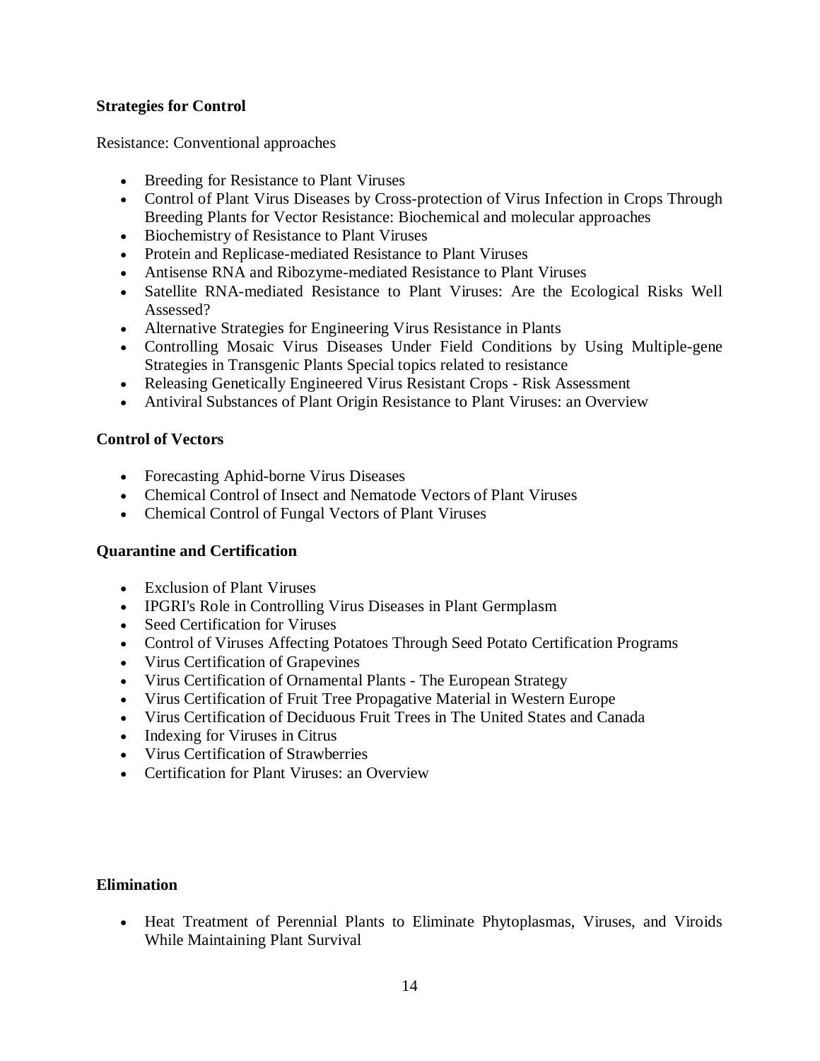**Strategies for Control**

Resistance: Conventional approaches

- Breeding for Resistance to Plant Viruses
- Control of Plant Virus Diseases by Cross-protection of Virus Infection in Crops Through Breeding Plants for Vector Resistance: Biochemical and molecular approaches
- Biochemistry of Resistance to Plant Viruses
- Protein and Replicase-mediated Resistance to Plant Viruses
- Antisense RNA and Ribozyme-mediated Resistance to Plant Viruses
- Satellite RNA-mediated Resistance to Plant Viruses: Are the Ecological Risks Well Assessed?
- Alternative Strategies for Engineering Virus Resistance in Plants
- Controlling Mosaic Virus Diseases Under Field Conditions by Using Multiple-gene Strategies in Transgenic Plants Special topics related to resistance
- Releasing Genetically Engineered Virus Resistant Crops - Risk Assessment
- Antiviral Substances of Plant Origin Resistance to Plant Viruses: an Overview

**Control of Vectors**

- Forecasting Aphid-borne Virus Diseases
- Chemical Control of Insect and Nematode Vectors of Plant Viruses
- Chemical Control of Fungal Vectors of Plant Viruses

**Quarantine and Certification**

- Exclusion of Plant Viruses
- IPGRI's Role in Controlling Virus Diseases in Plant Germplasm
- Seed Certification for Viruses
- Control of Viruses Affecting Potatoes Through Seed Potato Certification Programs
- Virus Certification of Grapevines
- Virus Certification of Ornamental Plants - The European Strategy
- Virus Certification of Fruit Tree Propagative Material in Western Europe
- Virus Certification of Deciduous Fruit Trees in The United States and Canada
- Indexing for Viruses in Citrus
- Virus Certification of Strawberries
- Certification for Plant Viruses: an Overview

**Elimination**

- Heat Treatment of Perennial Plants to Eliminate Phytoplasmas, Viruses, and Viroids While Maintaining Plant Survival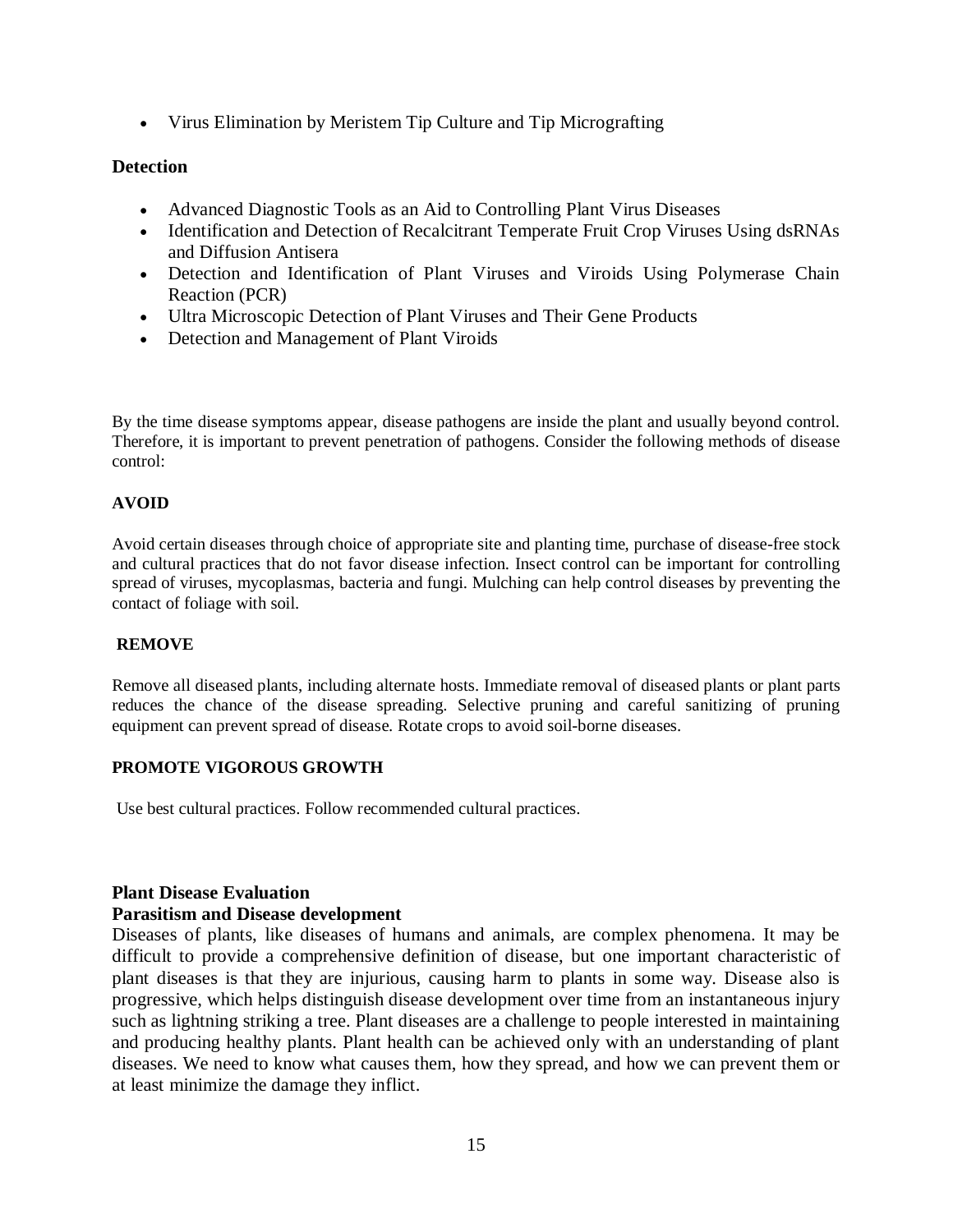- Virus Elimination by Meristem Tip Culture and Tip Micrografting

**Detection**

- Advanced Diagnostic Tools as an Aid to Controlling Plant Virus Diseases
- Identification and Detection of Recalcitrant Temperate Fruit Crop Viruses Using dsRNAs and Diffusion Antisera
- Detection and Identification of Plant Viruses and Viroids Using Polymerase Chain Reaction (PCR)
- Ultra Microscopic Detection of Plant Viruses and Their Gene Products
- Detection and Management of Plant Viroids

By the time disease symptoms appear, disease pathogens are inside the plant and usually beyond control. Therefore, it is important to prevent penetration of pathogens. Consider the following methods of disease control:

**AVOID**

Avoid certain diseases through choice of appropriate site and planting time, purchase of disease-free stock and cultural practices that do not favor disease infection. Insect control can be important for controlling spread of viruses, mycoplasmas, bacteria and fungi. Mulching can help control diseases by preventing the contact of foliage with soil.

**REMOVE**

Remove all diseased plants, including alternate hosts. Immediate removal of diseased plants or plant parts reduces the chance of the disease spreading. Selective pruning and careful sanitizing of pruning equipment can prevent spread of disease. Rotate crops to avoid soil-borne diseases.

**PROMOTE VIGOROUS GROWTH**

Use best cultural practices. Follow recommended cultural practices.

**Plant Disease Evaluation**

**Parasitism and Disease development**

Diseases of plants, like diseases of humans and animals, are complex phenomena. It may be difficult to provide a comprehensive definition of disease, but one important characteristic of plant diseases is that they are injurious, causing harm to plants in some way. Disease also is progressive, which helps distinguish disease development over time from an instantaneous injury such as lightning striking a tree. Plant diseases are a challenge to people interested in maintaining and producing healthy plants. Plant health can be achieved only with an understanding of plant diseases. We need to know what causes them, how they spread, and how we can prevent them or at least minimize the damage they inflict.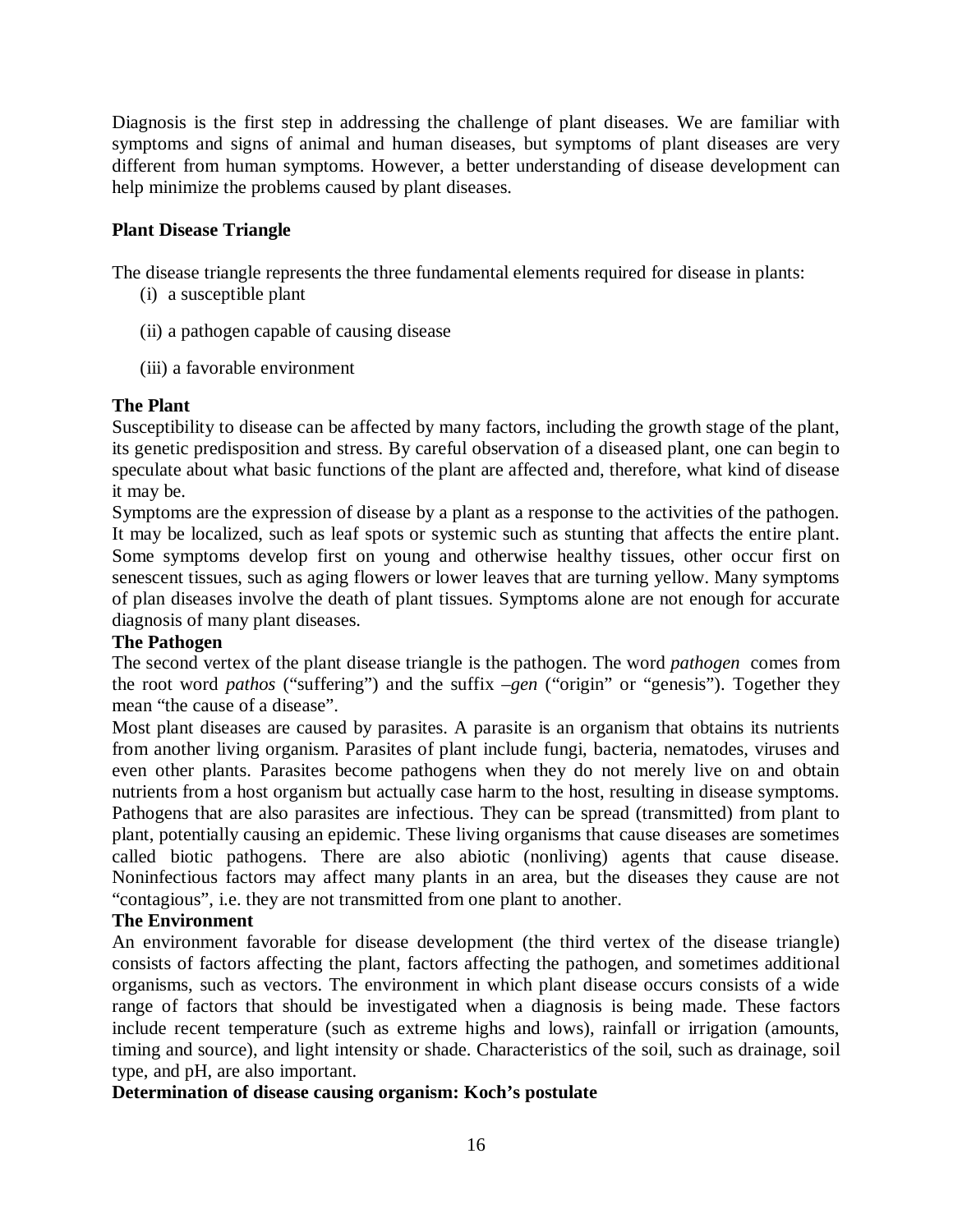Diagnosis is the first step in addressing the challenge of plant diseases. We are familiar with symptoms and signs of animal and human diseases, but symptoms of plant diseases are very different from human symptoms. However, a better understanding of disease development can help minimize the problems caused by plant diseases.

**Plant Disease Triangle**

The disease triangle represents the three fundamental elements required for disease in plants:

(i) a susceptible plant

(ii) a pathogen capable of causing disease

(iii) a favorable environment

**The Plant**

Susceptibility to disease can be affected by many factors, including the growth stage of the plant, its genetic predisposition and stress. By careful observation of a diseased plant, one can begin to speculate about what basic functions of the plant are affected and, therefore, what kind of disease it may be.

Symptoms are the expression of disease by a plant as a response to the activities of the pathogen. It may be localized, such as leaf spots or systemic such as stunting that affects the entire plant. Some symptoms develop first on young and otherwise healthy tissues, other occur first on senescent tissues, such as aging flowers or lower leaves that are turning yellow. Many symptoms of plan diseases involve the death of plant tissues. Symptoms alone are not enough for accurate diagnosis of many plant diseases.

**The Pathogen**

The second vertex of the plant disease triangle is the pathogen. The word *pathogen* comes from the root word *pathos* ("suffering") and the suffix *–gen* ("origin" or "genesis"). Together they mean "the cause of a disease".

Most plant diseases are caused by parasites. A parasite is an organism that obtains its nutrients from another living organism. Parasites of plant include fungi, bacteria, nematodes, viruses and even other plants. Parasites become pathogens when they do not merely live on and obtain nutrients from a host organism but actually case harm to the host, resulting in disease symptoms. Pathogens that are also parasites are infectious. They can be spread (transmitted) from plant to plant, potentially causing an epidemic. These living organisms that cause diseases are sometimes called biotic pathogens. There are also abiotic (nonliving) agents that cause disease. Noninfectious factors may affect many plants in an area, but the diseases they cause are not "contagious", i.e. they are not transmitted from one plant to another.

**The Environment**

An environment favorable for disease development (the third vertex of the disease triangle) consists of factors affecting the plant, factors affecting the pathogen, and sometimes additional organisms, such as vectors. The environment in which plant disease occurs consists of a wide range of factors that should be investigated when a diagnosis is being made. These factors include recent temperature (such as extreme highs and lows), rainfall or irrigation (amounts, timing and source), and light intensity or shade. Characteristics of the soil, such as drainage, soil type, and pH, are also important.

**Determination of disease causing organism: Koch's postulate**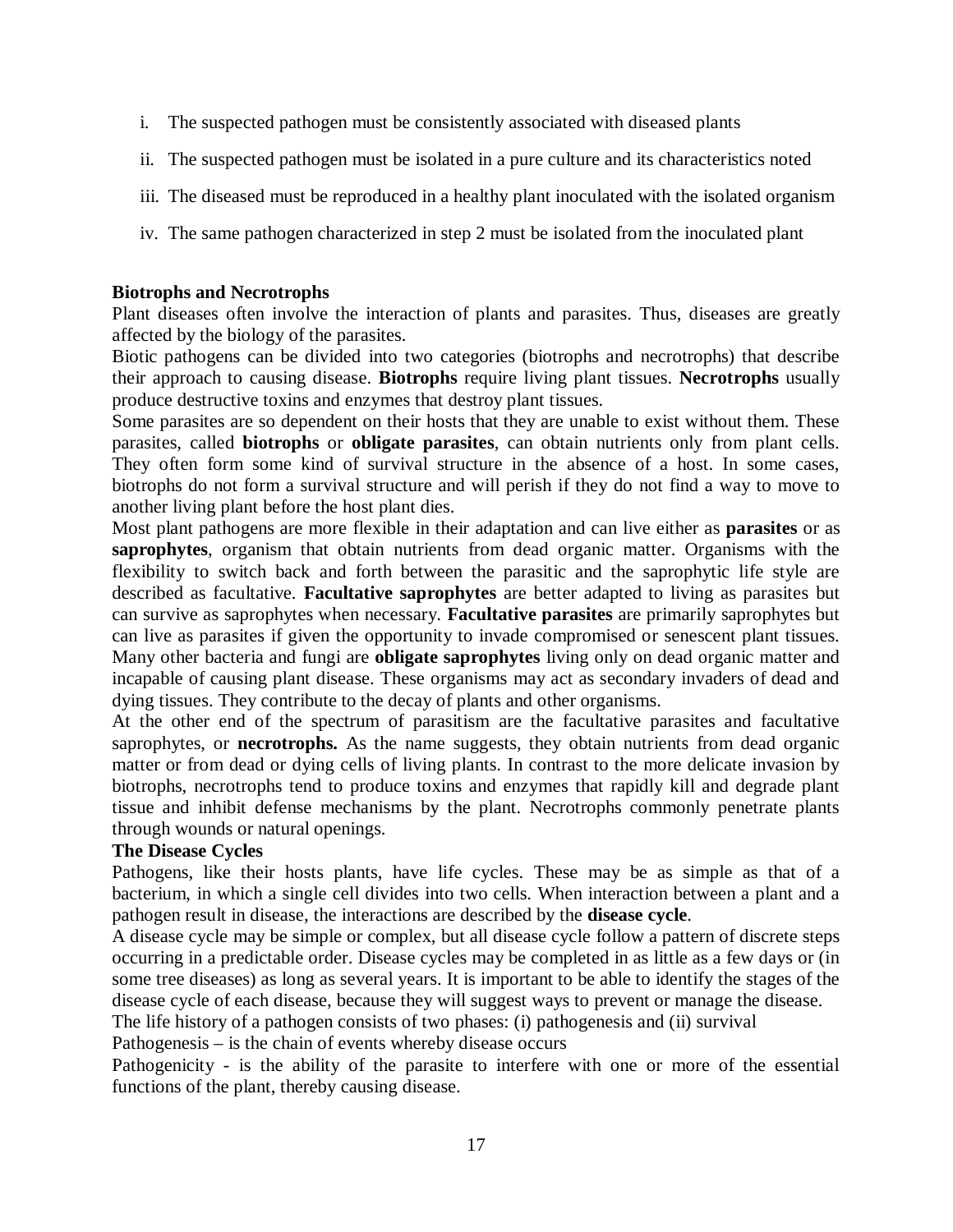i. The suspected pathogen must be consistently associated with diseased plants

ii. The suspected pathogen must be isolated in a pure culture and its characteristics noted

iii. The diseased must be reproduced in a healthy plant inoculated with the isolated organism

iv. The same pathogen characterized in step 2 must be isolated from the inoculated plant

**Biotrophs and Necrotrophs**

Plant diseases often involve the interaction of plants and parasites. Thus, diseases are greatly affected by the biology of the parasites.

Biotic pathogens can be divided into two categories (biotrophs and necrotrophs) that describe their approach to causing disease. **Biotrophs** require living plant tissues. **Necrotrophs** usually produce destructive toxins and enzymes that destroy plant tissues.

Some parasites are so dependent on their hosts that they are unable to exist without them. These parasites, called **biotrophs** or **obligate parasites**, can obtain nutrients only from plant cells. They often form some kind of survival structure in the absence of a host. In some cases, biotrophs do not form a survival structure and will perish if they do not find a way to move to another living plant before the host plant dies.

Most plant pathogens are more flexible in their adaptation and can live either as **parasites** or as **saprophytes**, organism that obtain nutrients from dead organic matter. Organisms with the flexibility to switch back and forth between the parasitic and the saprophytic life style are described as facultative. **Facultative saprophytes** are better adapted to living as parasites but can survive as saprophytes when necessary. **Facultative parasites** are primarily saprophytes but can live as parasites if given the opportunity to invade compromised or senescent plant tissues. Many other bacteria and fungi are **obligate saprophytes** living only on dead organic matter and incapable of causing plant disease. These organisms may act as secondary invaders of dead and dying tissues. They contribute to the decay of plants and other organisms.

At the other end of the spectrum of parasitism are the facultative parasites and facultative saprophytes, or **necrotrophs.** As the name suggests, they obtain nutrients from dead organic matter or from dead or dying cells of living plants. In contrast to the more delicate invasion by biotrophs, necrotrophs tend to produce toxins and enzymes that rapidly kill and degrade plant tissue and inhibit defense mechanisms by the plant. Necrotrophs commonly penetrate plants through wounds or natural openings.

**The Disease Cycles**

Pathogens, like their hosts plants, have life cycles. These may be as simple as that of a bacterium, in which a single cell divides into two cells. When interaction between a plant and a pathogen result in disease, the interactions are described by the **disease cycle**.

A disease cycle may be simple or complex, but all disease cycle follow a pattern of discrete steps occurring in a predictable order. Disease cycles may be completed in as little as a few days or (in some tree diseases) as long as several years. It is important to be able to identify the stages of the disease cycle of each disease, because they will suggest ways to prevent or manage the disease.

The life history of a pathogen consists of two phases: (i) pathogenesis and (ii) survival

Pathogenesis – is the chain of events whereby disease occurs

Pathogenicity - is the ability of the parasite to interfere with one or more of the essential functions of the plant, thereby causing disease.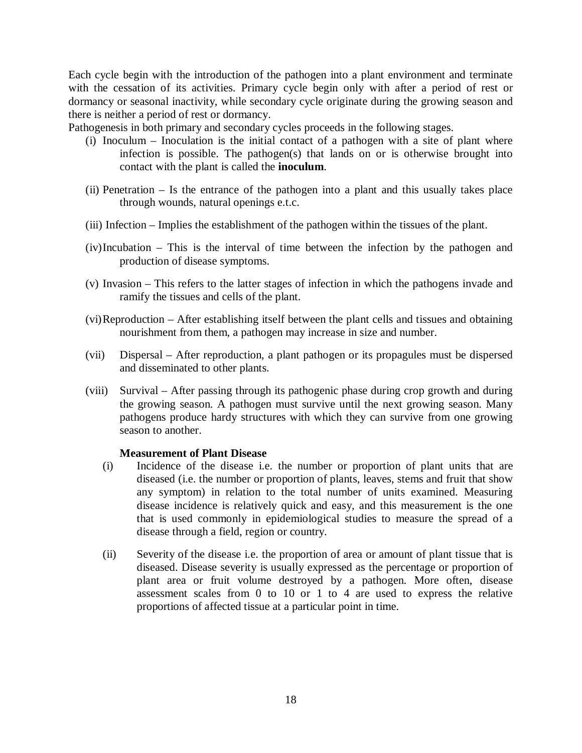Each cycle begin with the introduction of the pathogen into a plant environment and terminate with the cessation of its activities. Primary cycle begin only with after a period of rest or dormancy or seasonal inactivity, while secondary cycle originate during the growing season and there is neither a period of rest or dormancy.

Pathogenesis in both primary and secondary cycles proceeds in the following stages.

(i) Inoculum – Inoculation is the initial contact of a pathogen with a site of plant where infection is possible. The pathogen(s) that lands on or is otherwise brought into contact with the plant is called the **inoculum**.

(ii) Penetration – Is the entrance of the pathogen into a plant and this usually takes place through wounds, natural openings e.t.c.

(iii) Infection – Implies the establishment of the pathogen within the tissues of the plant.

(iv) Incubation – This is the interval of time between the infection by the pathogen and production of disease symptoms.

(v) Invasion – This refers to the latter stages of infection in which the pathogens invade and ramify the tissues and cells of the plant.

(vi) Reproduction – After establishing itself between the plant cells and tissues and obtaining nourishment from them, a pathogen may increase in size and number.

(vii) Dispersal – After reproduction, a plant pathogen or its propagules must be dispersed and disseminated to other plants.

(viii) Survival – After passing through its pathogenic phase during crop growth and during the growing season. A pathogen must survive until the next growing season. Many pathogens produce hardy structures with which they can survive from one growing season to another.

**Measurement of Plant Disease**

(i) Incidence of the disease i.e. the number or proportion of plant units that are diseased (i.e. the number or proportion of plants, leaves, stems and fruit that show any symptom) in relation to the total number of units examined. Measuring disease incidence is relatively quick and easy, and this measurement is the one that is used commonly in epidemiological studies to measure the spread of a disease through a field, region or country.

(ii) Severity of the disease i.e. the proportion of area or amount of plant tissue that is diseased. Disease severity is usually expressed as the percentage or proportion of plant area or fruit volume destroyed by a pathogen. More often, disease assessment scales from 0 to 10 or 1 to 4 are used to express the relative proportions of affected tissue at a particular point in time.